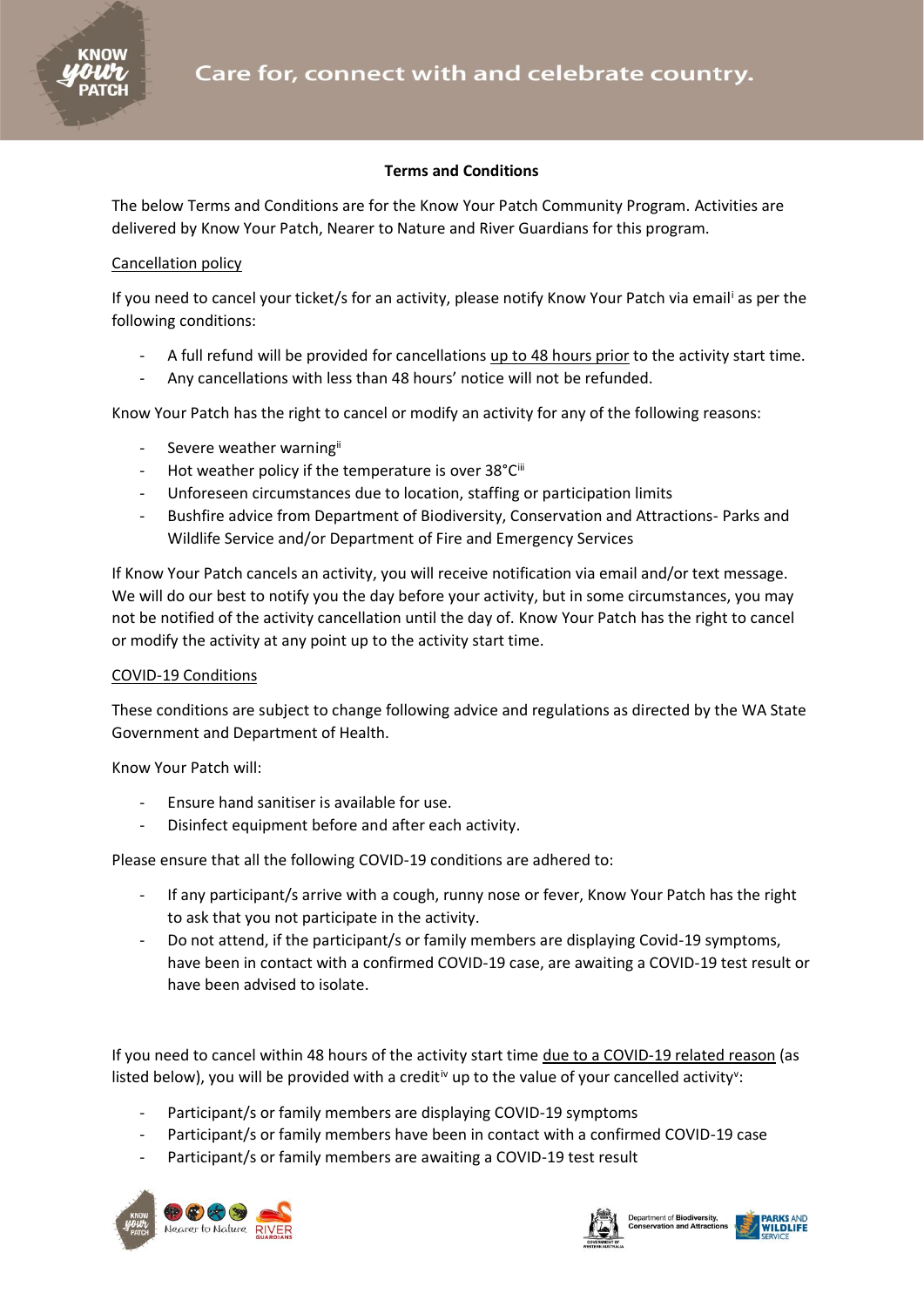**Terms and Conditions**

The below Terms and Conditions are for the Know Your Patch Community Program. Activities are delivered by Know Your Patch, Nearer to Nature and River Guardians for this program.

Cancellation policy

If you need to cancel your ticket/s for an activity, please notify Know Your Patch via email[i] as per the following conditions:

- A full refund will be provided for cancellations up to 48 hours prior to the activity start time.
- Any cancellations with less than 48 hours' notice will not be refunded.

Know Your Patch has the right to cancel or modify an activity for any of the following reasons:

- Severe weather warning[ii]
- Hot weather policy if the temperature is over 38°C[iii]
- Unforeseen circumstances due to location, staffing or participation limits
- Bushfire advice from Department of Biodiversity, Conservation and Attractions- Parks and Wildlife Service and/or Department of Fire and Emergency Services

If Know Your Patch cancels an activity, you will receive notification via email and/or text message. We will do our best to notify you the day before your activity, but in some circumstances, you may not be notified of the activity cancellation until the day of. Know Your Patch has the right to cancel or modify the activity at any point up to the activity start time.

COVID-19 Conditions

These conditions are subject to change following advice and regulations as directed by the WA State Government and Department of Health.

Know Your Patch will:

- Ensure hand sanitiser is available for use.
- Disinfect equipment before and after each activity.

Please ensure that all the following COVID-19 conditions are adhered to:

- If any participant/s arrive with a cough, runny nose or fever, Know Your Patch has the right to ask that you not participate in the activity.
- Do not attend, if the participant/s or family members are displaying Covid-19 symptoms, have been in contact with a confirmed COVID-19 case, are awaiting a COVID-19 test result or have been advised to isolate.

If you need to cancel within 48 hours of the activity start time due to a COVID-19 related reason (as listed below), you will be provided with a credit[iv] up to the value of your cancelled activity[v]:

- Participant/s or family members are displaying COVID-19 symptoms
- Participant/s or family members have been in contact with a confirmed COVID-19 case
- Participant/s or family members are awaiting a COVID-19 test result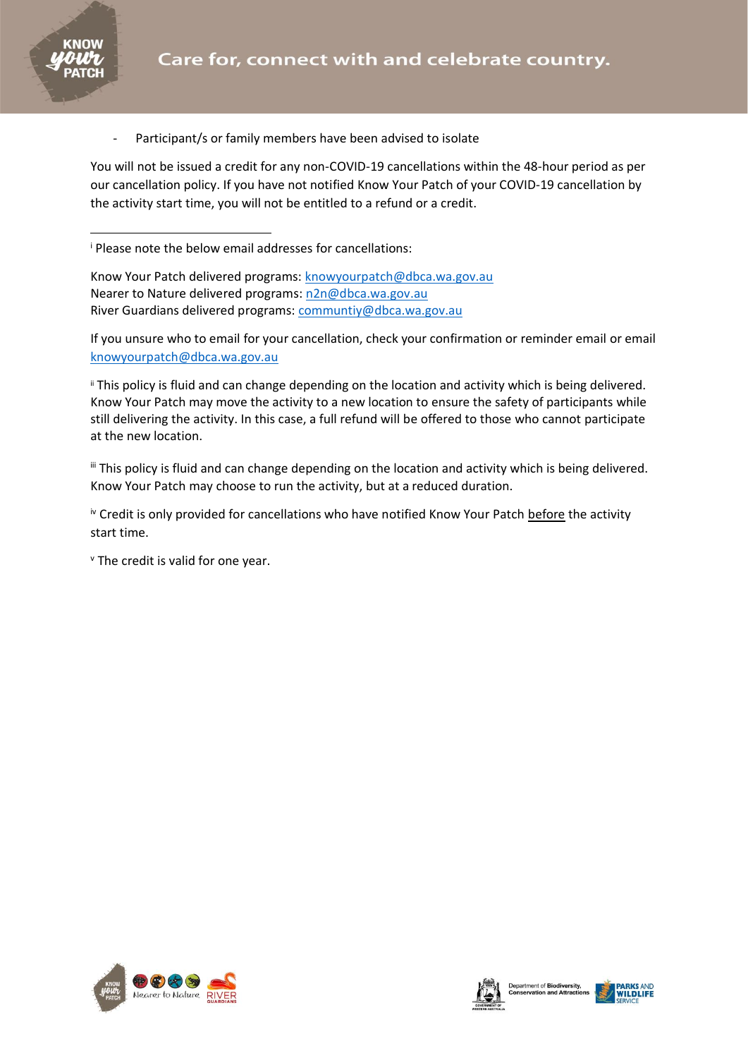- Participant/s or family members have been advised to isolate

You will not be issued a credit for any non-COVID-19 cancellations within the 48-hour period as per our cancellation policy. If you have not notified Know Your Patch of your COVID-19 cancellation by the activity start time, you will not be entitled to a refund or a credit.

---

[i] Please note the below email addresses for cancellations:

Know Your Patch delivered programs: knowyourpatch@dbca.wa.gov.au
Nearer to Nature delivered programs: n2n@dbca.wa.gov.au
River Guardians delivered programs: communtiy@dbca.wa.gov.au

If you unsure who to email for your cancellation, check your confirmation or reminder email or email knowyourpatch@dbca.wa.gov.au

[ii] This policy is fluid and can change depending on the location and activity which is being delivered. Know Your Patch may move the activity to a new location to ensure the safety of participants while still delivering the activity. In this case, a full refund will be offered to those who cannot participate at the new location.

[iii] This policy is fluid and can change depending on the location and activity which is being delivered. Know Your Patch may choose to run the activity, but at a reduced duration.

[iv] Credit is only provided for cancellations who have notified Know Your Patch before the activity start time.

[v] The credit is valid for one year.